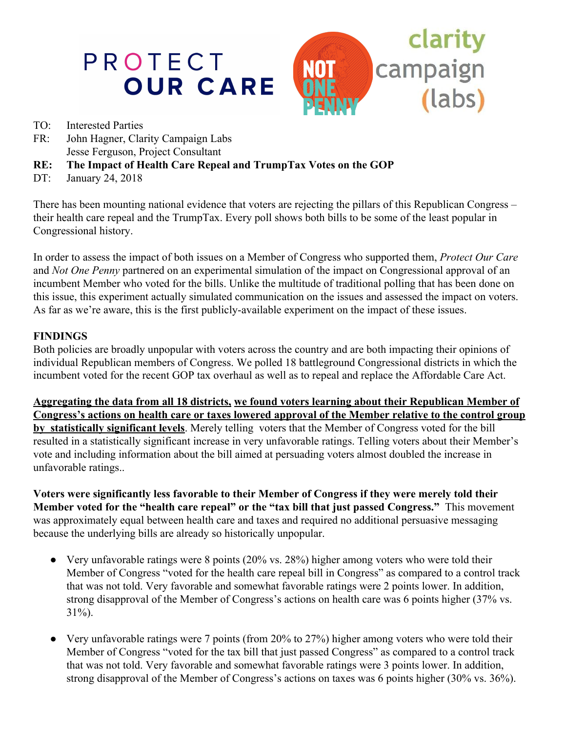PROTECT OUR CARE

NOT ONE PENNY

clarity campaign (labs)

TO: Interested Parties
FR: John Hagner, Clarity Campaign Labs
Jesse Ferguson, Project Consultant
**RE: The Impact of Health Care Repeal and TrumpTax Votes on the GOP**
DT: January 24, 2018

There has been mounting national evidence that voters are rejecting the pillars of this Republican Congress – their health care repeal and the TrumpTax. Every poll shows both bills to be some of the least popular in Congressional history.

In order to assess the impact of both issues on a Member of Congress who supported them, *Protect Our Care* and *Not One Penny* partnered on an experimental simulation of the impact on Congressional approval of an incumbent Member who voted for the bills. Unlike the multitude of traditional polling that has been done on this issue, this experiment actually simulated communication on the issues and assessed the impact on voters. As far as we're aware, this is the first publicly-available experiment on the impact of these issues.

**FINDINGS**

Both policies are broadly unpopular with voters across the country and are both impacting their opinions of individual Republican members of Congress. We polled 18 battleground Congressional districts in which the incumbent voted for the recent GOP tax overhaul as well as to repeal and replace the Affordable Care Act.

**Aggregating the data from all 18 districts, we found voters learning about their Republican Member of Congress's actions on health care or taxes lowered approval of the Member relative to the control group by statistically significant levels**. Merely telling voters that the Member of Congress voted for the bill resulted in a statistically significant increase in very unfavorable ratings. Telling voters about their Member's vote and including information about the bill aimed at persuading voters almost doubled the increase in unfavorable ratings..

**Voters were significantly less favorable to their Member of Congress if they were merely told their Member voted for the "health care repeal" or the "tax bill that just passed Congress."** This movement was approximately equal between health care and taxes and required no additional persuasive messaging because the underlying bills are already so historically unpopular.

- Very unfavorable ratings were 8 points (20% vs. 28%) higher among voters who were told their Member of Congress "voted for the health care repeal bill in Congress" as compared to a control track that was not told. Very favorable and somewhat favorable ratings were 2 points lower. In addition, strong disapproval of the Member of Congress's actions on health care was 6 points higher (37% vs. 31%).

- Very unfavorable ratings were 7 points (from 20% to 27%) higher among voters who were told their Member of Congress "voted for the tax bill that just passed Congress" as compared to a control track that was not told. Very favorable and somewhat favorable ratings were 3 points lower. In addition, strong disapproval of the Member of Congress's actions on taxes was 6 points higher (30% vs. 36%).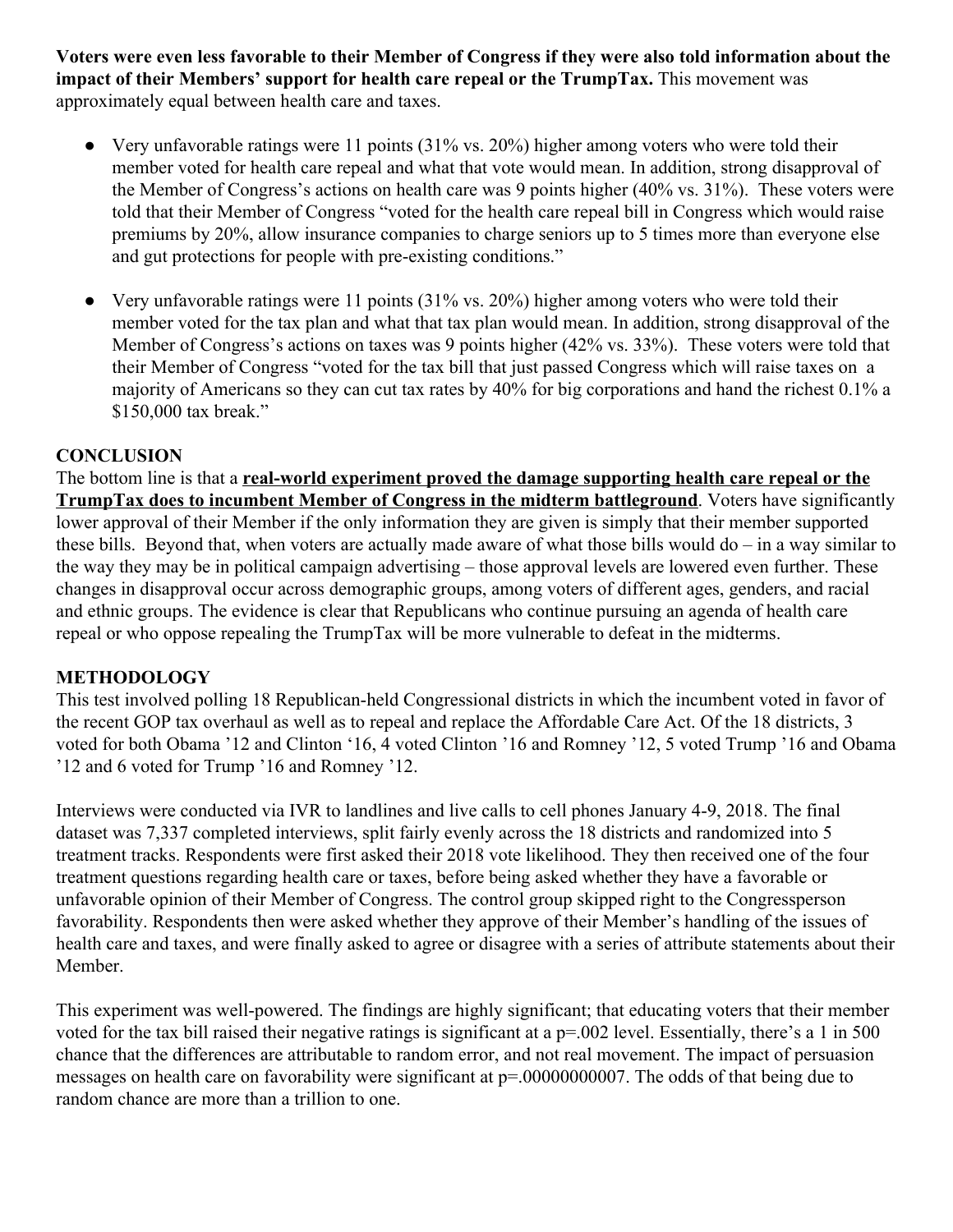**Voters were even less favorable to their Member of Congress if they were also told information about the impact of their Members' support for health care repeal or the TrumpTax.** This movement was approximately equal between health care and taxes.

- Very unfavorable ratings were 11 points (31% vs. 20%) higher among voters who were told their member voted for health care repeal and what that vote would mean. In addition, strong disapproval of the Member of Congress's actions on health care was 9 points higher (40% vs. 31%). These voters were told that their Member of Congress "voted for the health care repeal bill in Congress which would raise premiums by 20%, allow insurance companies to charge seniors up to 5 times more than everyone else and gut protections for people with pre-existing conditions."

- Very unfavorable ratings were 11 points (31% vs. 20%) higher among voters who were told their member voted for the tax plan and what that tax plan would mean. In addition, strong disapproval of the Member of Congress's actions on taxes was 9 points higher (42% vs. 33%). These voters were told that their Member of Congress "voted for the tax bill that just passed Congress which will raise taxes on a majority of Americans so they can cut tax rates by 40% for big corporations and hand the richest 0.1% a $150,000 tax break."

## CONCLUSION

The bottom line is that a **real-world experiment proved the damage supporting health care repeal or the TrumpTax does to incumbent Member of Congress in the midterm battleground**. Voters have significantly lower approval of their Member if the only information they are given is simply that their member supported these bills. Beyond that, when voters are actually made aware of what those bills would do – in a way similar to the way they may be in political campaign advertising – those approval levels are lowered even further. These changes in disapproval occur across demographic groups, among voters of different ages, genders, and racial and ethnic groups. The evidence is clear that Republicans who continue pursuing an agenda of health care repeal or who oppose repealing the TrumpTax will be more vulnerable to defeat in the midterms.

## METHODOLOGY

This test involved polling 18 Republican-held Congressional districts in which the incumbent voted in favor of the recent GOP tax overhaul as well as to repeal and replace the Affordable Care Act. Of the 18 districts, 3 voted for both Obama '12 and Clinton '16, 4 voted Clinton '16 and Romney '12, 5 voted Trump '16 and Obama '12 and 6 voted for Trump '16 and Romney '12.

Interviews were conducted via IVR to landlines and live calls to cell phones January 4-9, 2018. The final dataset was 7,337 completed interviews, split fairly evenly across the 18 districts and randomized into 5 treatment tracks. Respondents were first asked their 2018 vote likelihood. They then received one of the four treatment questions regarding health care or taxes, before being asked whether they have a favorable or unfavorable opinion of their Member of Congress. The control group skipped right to the Congressperson favorability. Respondents then were asked whether they approve of their Member's handling of the issues of health care and taxes, and were finally asked to agree or disagree with a series of attribute statements about their Member.

This experiment was well-powered. The findings are highly significant; that educating voters that their member voted for the tax bill raised their negative ratings is significant at a $p=.002$ level. Essentially, there's a 1 in 500 chance that the differences are attributable to random error, and not real movement. The impact of persuasion messages on health care on favorability were significant at $p=.00000000007$. The odds of that being due to random chance are more than a trillion to one.